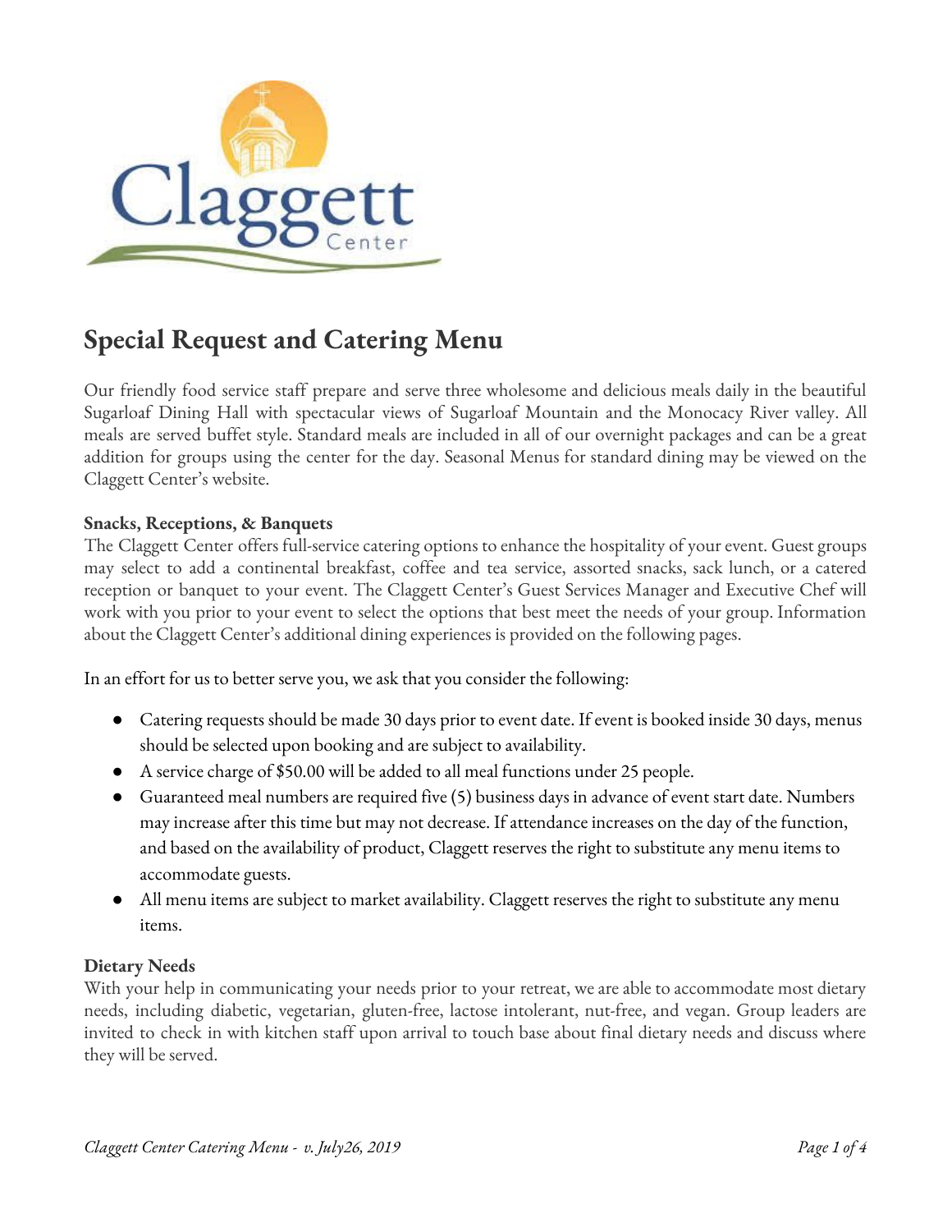# Special Request and Catering Menu

Our friendly food service staff prepare and serve three wholesome and delicious meals daily in the beautiful Sugarloaf Dining Hall with spectacular views of Sugarloaf Mountain and the Monocacy River valley. All meals are served buffet style. Standard meals are included in all of our overnight packages and can be a great addition for groups using the center for the day. Seasonal Menus for standard dining may be viewed on the Claggett Center's website.

**Snacks, Receptions, & Banquets**

The Claggett Center offers full-service catering options to enhance the hospitality of your event. Guest groups may select to add a continental breakfast, coffee and tea service, assorted snacks, sack lunch, or a catered reception or banquet to your event. The Claggett Center's Guest Services Manager and Executive Chef will work with you prior to your event to select the options that best meet the needs of your group. Information about the Claggett Center's additional dining experiences is provided on the following pages.

In an effort for us to better serve you, we ask that you consider the following:

- Catering requests should be made 30 days prior to event date. If event is booked inside 30 days, menus should be selected upon booking and are subject to availability.
- A service charge of $50.00 will be added to all meal functions under 25 people.
- Guaranteed meal numbers are required five (5) business days in advance of event start date. Numbers may increase after this time but may not decrease. If attendance increases on the day of the function, and based on the availability of product, Claggett reserves the right to substitute any menu items to accommodate guests.
- All menu items are subject to market availability. Claggett reserves the right to substitute any menu items.

**Dietary Needs**

With your help in communicating your needs prior to your retreat, we are able to accommodate most dietary needs, including diabetic, vegetarian, gluten-free, lactose intolerant, nut-free, and vegan. Group leaders are invited to check in with kitchen staff upon arrival to touch base about final dietary needs and discuss where they will be served.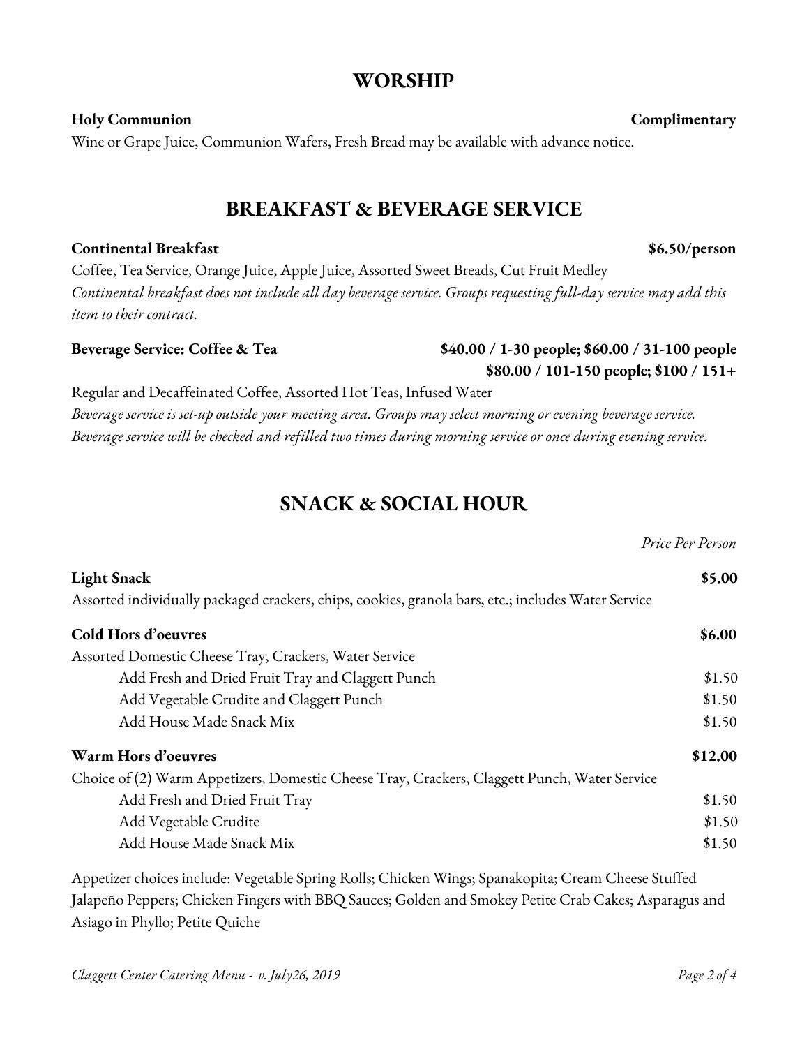## WORSHIP

**Holy Communion** **Complimentary**

Wine or Grape Juice, Communion Wafers, Fresh Bread may be available with advance notice.

## BREAKFAST & BEVERAGE SERVICE

**Continental Breakfast** **$6.50/person**

Coffee, Tea Service, Orange Juice, Apple Juice, Assorted Sweet Breads, Cut Fruit Medley

*Continental breakfast does not include all day beverage service. Groups requesting full-day service may add this item to their contract.*

**Beverage Service: Coffee & Tea** **$40.00 / 1-30 people; $60.00 / 31-100 people**
**$80.00 / 101-150 people; $100 / 151+**

Regular and Decaffeinated Coffee, Assorted Hot Teas, Infused Water

*Beverage service is set-up outside your meeting area. Groups may select morning or evening beverage service. Beverage service will be checked and refilled two times during morning service or once during evening service.*

## SNACK & SOCIAL HOUR

| | *Price Per Person* |
|---|---|
| **Light Snack** | **$5.00** |
| Assorted individually packaged crackers, chips, cookies, granola bars, etc.; includes Water Service | |
| **Cold Hors d'oeuvres** | **$6.00** |
| Assorted Domestic Cheese Tray, Crackers, Water Service | |
| Add Fresh and Dried Fruit Tray and Claggett Punch | $1.50 |
| Add Vegetable Crudite and Claggett Punch | $1.50 |
| Add House Made Snack Mix | $1.50 |
| **Warm Hors d'oeuvres** | **$12.00** |
| Choice of (2) Warm Appetizers, Domestic Cheese Tray, Crackers, Claggett Punch, Water Service | |
| Add Fresh and Dried Fruit Tray | $1.50 |
| Add Vegetable Crudite | $1.50 |
| Add House Made Snack Mix | $1.50 |

Appetizer choices include: Vegetable Spring Rolls; Chicken Wings; Spanakopita; Cream Cheese Stuffed Jalapeño Peppers; Chicken Fingers with BBQ Sauces; Golden and Smokey Petite Crab Cakes; Asparagus and Asiago in Phyllo; Petite Quiche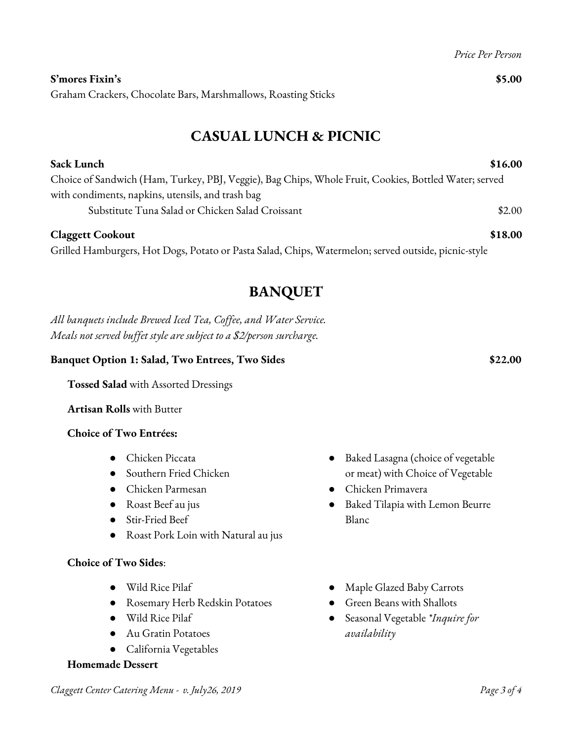*Price Per Person*

**S'mores Fixin's** **$5.00**
Graham Crackers, Chocolate Bars, Marshmallows, Roasting Sticks

## CASUAL LUNCH & PICNIC

**Sack Lunch** **$16.00**
Choice of Sandwich (Ham, Turkey, PBJ, Veggie), Bag Chips, Whole Fruit, Cookies, Bottled Water; served with condiments, napkins, utensils, and trash bag

Substitute Tuna Salad or Chicken Salad Croissant $2.00

**Claggett Cookout** **$18.00**
Grilled Hamburgers, Hot Dogs, Potato or Pasta Salad, Chips, Watermelon; served outside, picnic-style

## BANQUET

*All banquets include Brewed Iced Tea, Coffee, and Water Service.*
*Meals not served buffet style are subject to a $2/person surcharge.*

**Banquet Option 1: Salad, Two Entrees, Two Sides** **$22.00**

**Tossed Salad** with Assorted Dressings

**Artisan Rolls** with Butter

**Choice of Two Entrées:**

- Chicken Piccata
- Southern Fried Chicken
- Chicken Parmesan
- Roast Beef au jus
- Stir-Fried Beef
- Roast Pork Loin with Natural au jus
- Baked Lasagna (choice of vegetable or meat) with Choice of Vegetable
- Chicken Primavera
- Baked Tilapia with Lemon Beurre Blanc

**Choice of Two Sides**:

- Wild Rice Pilaf
- Rosemary Herb Redskin Potatoes
- Wild Rice Pilaf
- Au Gratin Potatoes
- California Vegetables
- Maple Glazed Baby Carrots
- Green Beans with Shallots
- Seasonal Vegetable *\*Inquire for availability*

**Homemade Dessert**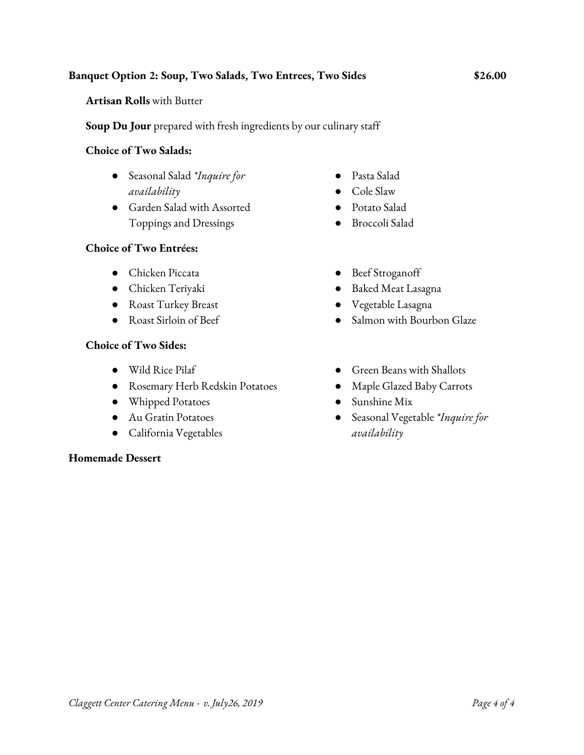**Banquet Option 2: Soup, Two Salads, Two Entrees, Two Sides** **$26.00**

**Artisan Rolls** with Butter

**Soup Du Jour** prepared with fresh ingredients by our culinary staff

**Choice of Two Salads:**

- Seasonal Salad *\*Inquire for availability*
- Garden Salad with Assorted Toppings and Dressings
- Pasta Salad
- Cole Slaw
- Potato Salad
- Broccoli Salad

**Choice of Two Entrées:**

- Chicken Piccata
- Chicken Teriyaki
- Roast Turkey Breast
- Roast Sirloin of Beef
- Beef Stroganoff
- Baked Meat Lasagna
- Vegetable Lasagna
- Salmon with Bourbon Glaze

**Choice of Two Sides:**

- Wild Rice Pilaf
- Rosemary Herb Redskin Potatoes
- Whipped Potatoes
- Au Gratin Potatoes
- California Vegetables
- Green Beans with Shallots
- Maple Glazed Baby Carrots
- Sunshine Mix
- Seasonal Vegetable *\*Inquire for availability*

**Homemade Dessert**